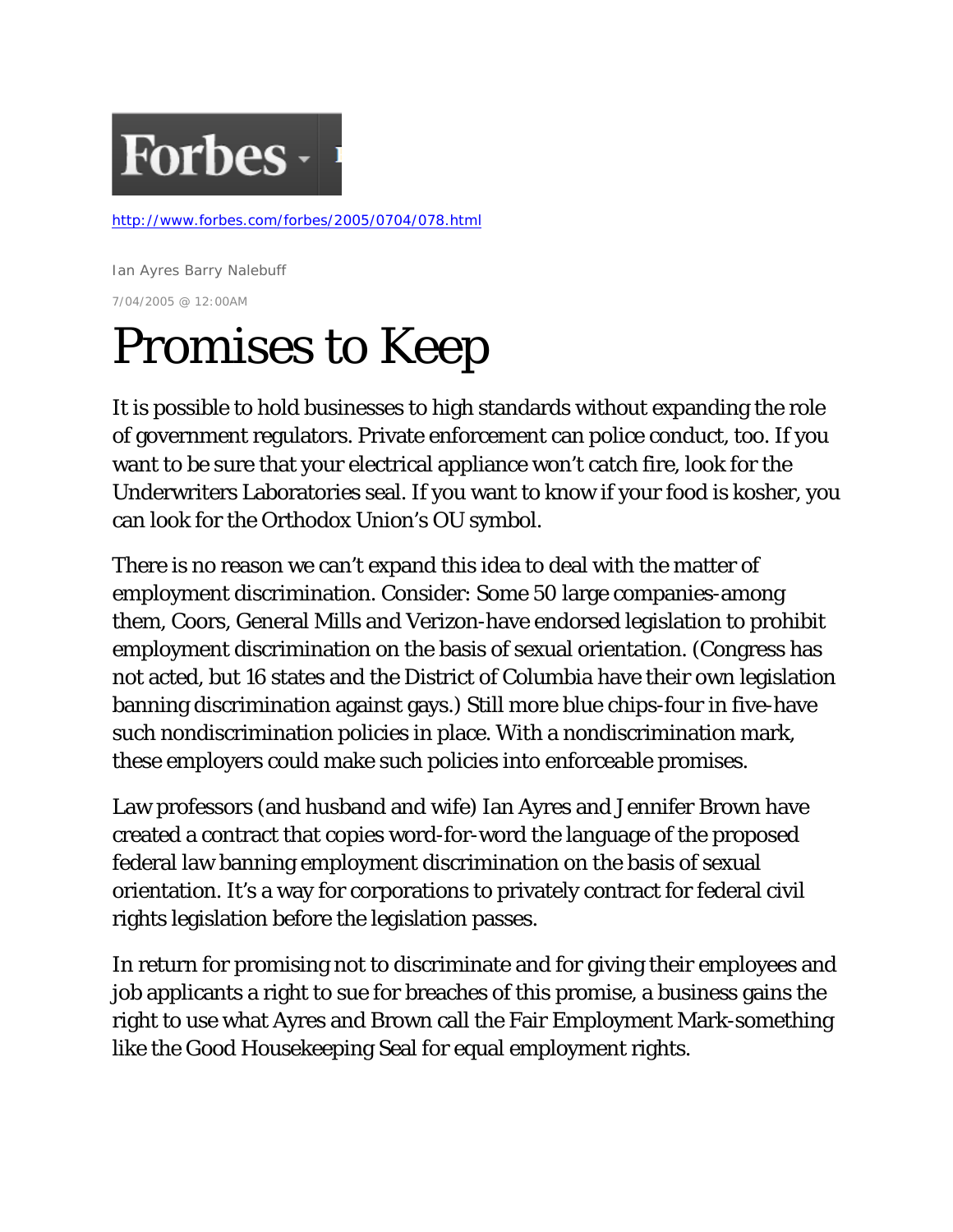Forbes

http://www.forbes.com/forbes/2005/0704/078.html

Ian Ayres Barry Nalebuff

7/04/2005 @ 12:00AM

# Promises to Keep

It is possible to hold businesses to high standards without expanding the role of government regulators. Private enforcement can police conduct, too. If you want to be sure that your electrical appliance won't catch fire, look for the Underwriters Laboratories seal. If you want to know if your food is kosher, you can look for the Orthodox Union's OU symbol.

There is no reason we can't expand this idea to deal with the matter of employment discrimination. Consider: Some 50 large companies-among them, Coors, General Mills and Verizon-have endorsed legislation to prohibit employment discrimination on the basis of sexual orientation. (Congress has not acted, but 16 states and the District of Columbia have their own legislation banning discrimination against gays.) Still more blue chips-four in five-have such nondiscrimination policies in place. With a nondiscrimination mark, these employers could make such policies into enforceable promises.

Law professors (and husband and wife) Ian Ayres and Jennifer Brown have created a contract that copies word-for-word the language of the proposed federal law banning employment discrimination on the basis of sexual orientation. It's a way for corporations to privately contract for federal civil rights legislation before the legislation passes.

In return for promising not to discriminate and for giving their employees and job applicants a right to sue for breaches of this promise, a business gains the right to use what Ayres and Brown call the Fair Employment Mark-something like the Good Housekeeping Seal for equal employment rights.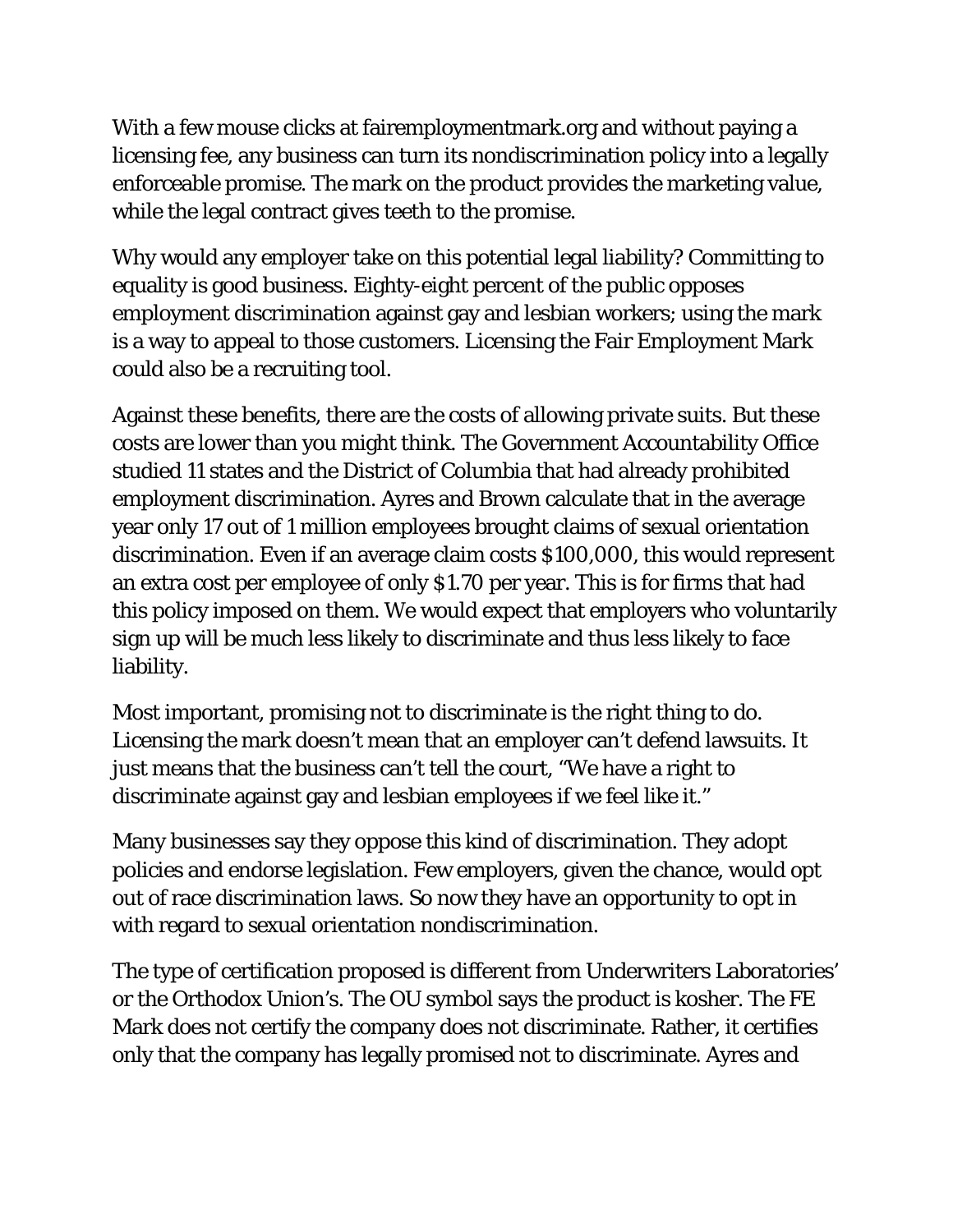With a few mouse clicks at fairemploymentmark.org and without paying a licensing fee, any business can turn its nondiscrimination policy into a legally enforceable promise. The mark on the product provides the marketing value, while the legal contract gives teeth to the promise.

Why would any employer take on this potential legal liability? Committing to equality is good business. Eighty-eight percent of the public opposes employment discrimination against gay and lesbian workers; using the mark is a way to appeal to those customers. Licensing the Fair Employment Mark could also be a recruiting tool.

Against these benefits, there are the costs of allowing private suits. But these costs are lower than you might think. The Government Accountability Office studied 11 states and the District of Columbia that had already prohibited employment discrimination. Ayres and Brown calculate that in the average year only 17 out of 1 million employees brought claims of sexual orientation discrimination. Even if an average claim costs $100,000, this would represent an extra cost per employee of only $1.70 per year. This is for firms that had this policy imposed on them. We would expect that employers who voluntarily sign up will be much less likely to discriminate and thus less likely to face liability.

Most important, promising not to discriminate is the right thing to do. Licensing the mark doesn't mean that an employer can't defend lawsuits. It just means that the business can't tell the court, "We have a right to discriminate against gay and lesbian employees if we feel like it."

Many businesses say they oppose this kind of discrimination. They adopt policies and endorse legislation. Few employers, given the chance, would opt out of race discrimination laws. So now they have an opportunity to opt in with regard to sexual orientation nondiscrimination.

The type of certification proposed is different from Underwriters Laboratories' or the Orthodox Union's. The OU symbol says the product is kosher. The FE Mark does not certify the company does not discriminate. Rather, it certifies only that the company has legally promised not to discriminate. Ayres and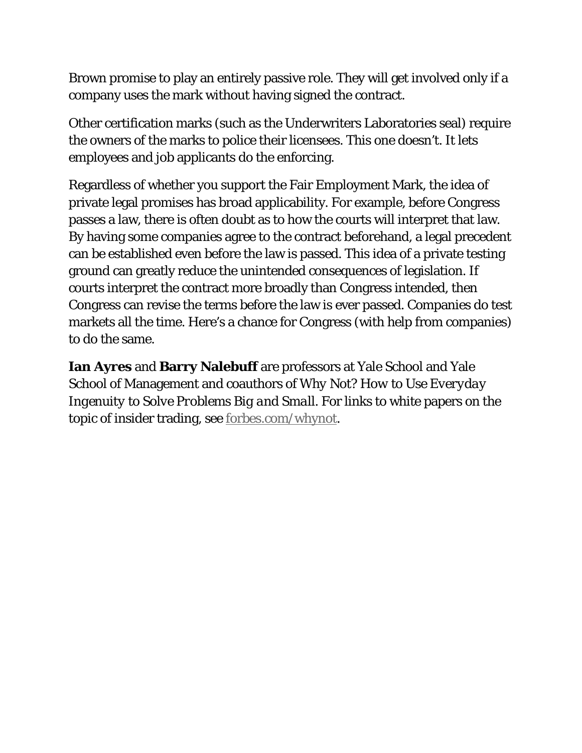Brown promise to play an entirely passive role. They will get involved only if a company uses the mark without having signed the contract.

Other certification marks (such as the Underwriters Laboratories seal) require the owners of the marks to police their licensees. This one doesn't. It lets employees and job applicants do the enforcing.

Regardless of whether you support the Fair Employment Mark, the idea of private legal promises has broad applicability. For example, before Congress passes a law, there is often doubt as to how the courts will interpret that law. By having some companies agree to the contract beforehand, a legal precedent can be established even before the law is passed. This idea of a private testing ground can greatly reduce the unintended consequences of legislation. If courts interpret the contract more broadly than Congress intended, then Congress can revise the terms before the law is ever passed. Companies do test markets all the time. Here's a chance for Congress (with help from companies) to do the same.

**Ian Ayres** and **Barry Nalebuff** are professors at Yale School and Yale School of Management and coauthors of *Why Not? How to Use Everyday Ingenuity to Solve Problems Big and Small*. For links to white papers on the topic of insider trading, see [forbes.com/whynot](forbes.com/whynot).